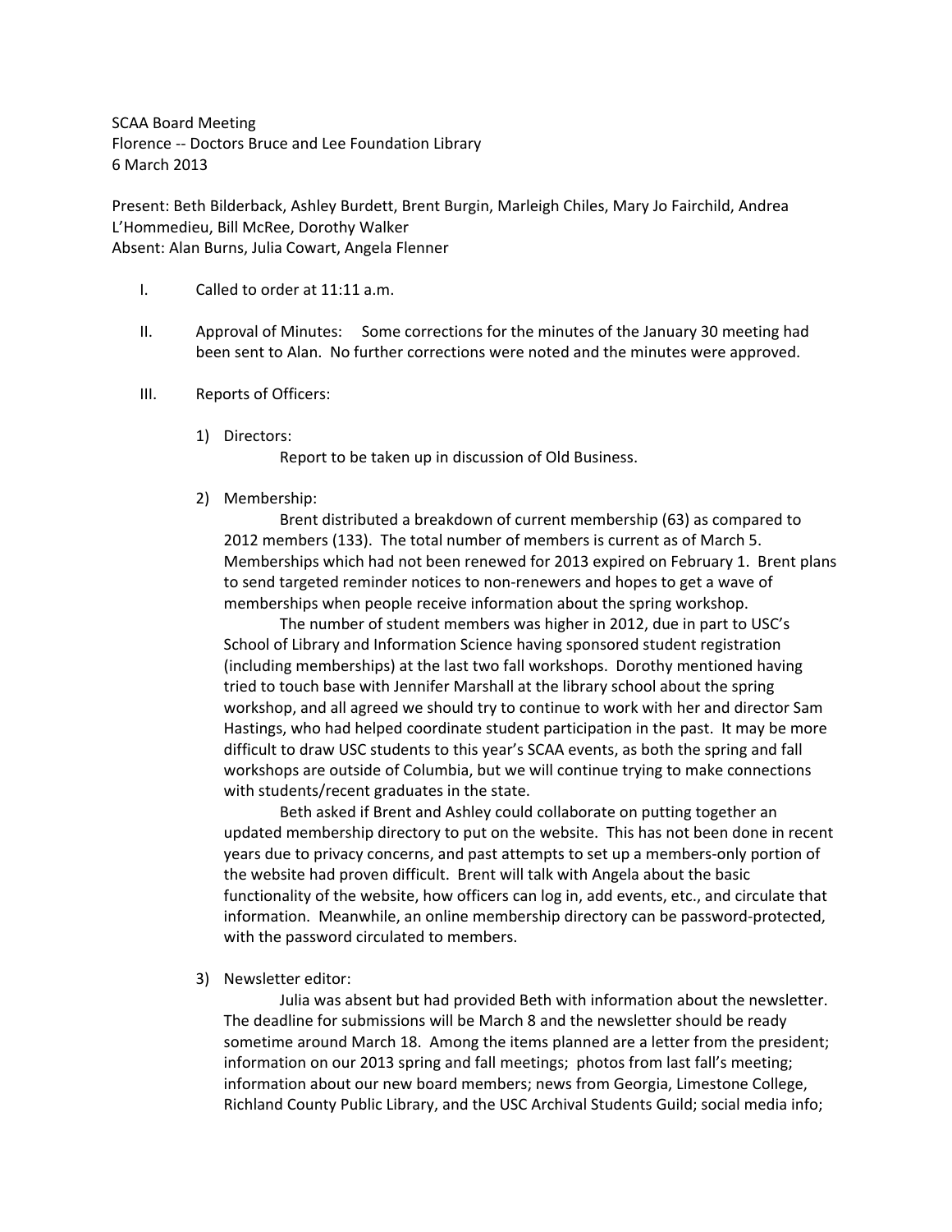SCAA Board Meeting
Florence -- Doctors Bruce and Lee Foundation Library
6 March 2013

Present: Beth Bilderback, Ashley Burdett, Brent Burgin, Marleigh Chiles, Mary Jo Fairchild, Andrea L'Hommedieu, Bill McRee, Dorothy Walker
Absent: Alan Burns, Julia Cowart, Angela Flenner

I. Called to order at 11:11 a.m.

II. Approval of Minutes: Some corrections for the minutes of the January 30 meeting had been sent to Alan. No further corrections were noted and the minutes were approved.

III. Reports of Officers:

1) Directors:

Report to be taken up in discussion of Old Business.

2) Membership:

Brent distributed a breakdown of current membership (63) as compared to 2012 members (133). The total number of members is current as of March 5. Memberships which had not been renewed for 2013 expired on February 1. Brent plans to send targeted reminder notices to non-renewers and hopes to get a wave of memberships when people receive information about the spring workshop.

The number of student members was higher in 2012, due in part to USC's School of Library and Information Science having sponsored student registration (including memberships) at the last two fall workshops. Dorothy mentioned having tried to touch base with Jennifer Marshall at the library school about the spring workshop, and all agreed we should try to continue to work with her and director Sam Hastings, who had helped coordinate student participation in the past. It may be more difficult to draw USC students to this year's SCAA events, as both the spring and fall workshops are outside of Columbia, but we will continue trying to make connections with students/recent graduates in the state.

Beth asked if Brent and Ashley could collaborate on putting together an updated membership directory to put on the website. This has not been done in recent years due to privacy concerns, and past attempts to set up a members-only portion of the website had proven difficult. Brent will talk with Angela about the basic functionality of the website, how officers can log in, add events, etc., and circulate that information. Meanwhile, an online membership directory can be password-protected, with the password circulated to members.

3) Newsletter editor:

Julia was absent but had provided Beth with information about the newsletter. The deadline for submissions will be March 8 and the newsletter should be ready sometime around March 18. Among the items planned are a letter from the president; information on our 2013 spring and fall meetings; photos from last fall's meeting; information about our new board members; news from Georgia, Limestone College, Richland County Public Library, and the USC Archival Students Guild; social media info;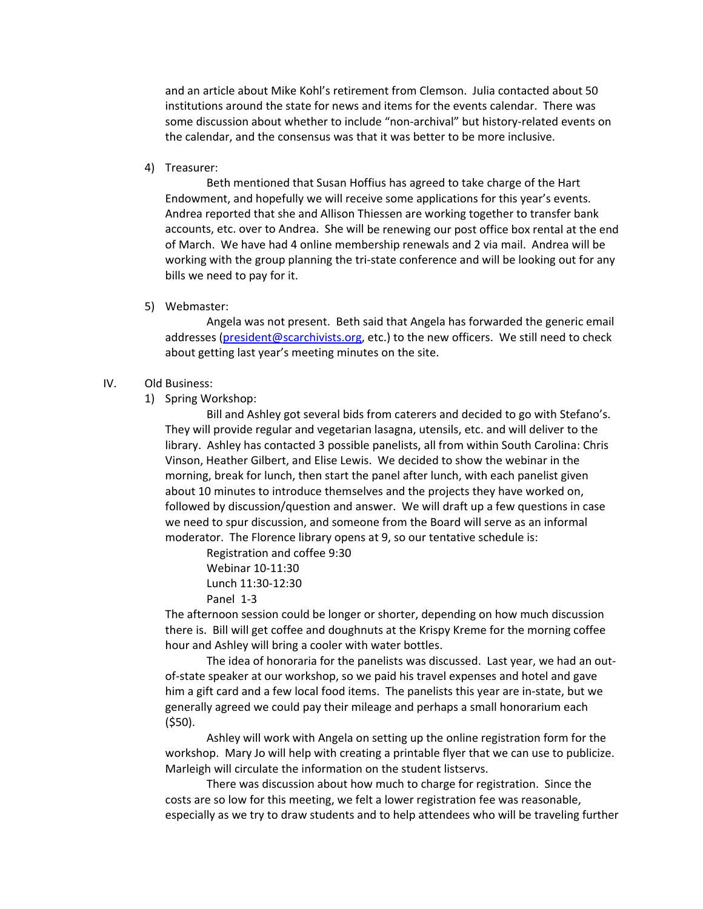and an article about Mike Kohl's retirement from Clemson. Julia contacted about 50 institutions around the state for news and items for the events calendar. There was some discussion about whether to include "non-archival" but history-related events on the calendar, and the consensus was that it was better to be more inclusive.

4) Treasurer:

Beth mentioned that Susan Hoffius has agreed to take charge of the Hart Endowment, and hopefully we will receive some applications for this year's events. Andrea reported that she and Allison Thiessen are working together to transfer bank accounts, etc. over to Andrea. She will be renewing our post office box rental at the end of March. We have had 4 online membership renewals and 2 via mail. Andrea will be working with the group planning the tri-state conference and will be looking out for any bills we need to pay for it.

5) Webmaster:

Angela was not present. Beth said that Angela has forwarded the generic email addresses (president@scarchivists.org, etc.) to the new officers. We still need to check about getting last year's meeting minutes on the site.

IV. Old Business:

1) Spring Workshop:

Bill and Ashley got several bids from caterers and decided to go with Stefano's. They will provide regular and vegetarian lasagna, utensils, etc. and will deliver to the library. Ashley has contacted 3 possible panelists, all from within South Carolina: Chris Vinson, Heather Gilbert, and Elise Lewis. We decided to show the webinar in the morning, break for lunch, then start the panel after lunch, with each panelist given about 10 minutes to introduce themselves and the projects they have worked on, followed by discussion/question and answer. We will draft up a few questions in case we need to spur discussion, and someone from the Board will serve as an informal moderator. The Florence library opens at 9, so our tentative schedule is:

Registration and coffee 9:30
Webinar 10-11:30
Lunch 11:30-12:30
Panel 1-3

The afternoon session could be longer or shorter, depending on how much discussion there is. Bill will get coffee and doughnuts at the Krispy Kreme for the morning coffee hour and Ashley will bring a cooler with water bottles.

The idea of honoraria for the panelists was discussed. Last year, we had an out-of-state speaker at our workshop, so we paid his travel expenses and hotel and gave him a gift card and a few local food items. The panelists this year are in-state, but we generally agreed we could pay their mileage and perhaps a small honorarium each ($50).

Ashley will work with Angela on setting up the online registration form for the workshop. Mary Jo will help with creating a printable flyer that we can use to publicize. Marleigh will circulate the information on the student listservs.

There was discussion about how much to charge for registration. Since the costs are so low for this meeting, we felt a lower registration fee was reasonable, especially as we try to draw students and to help attendees who will be traveling further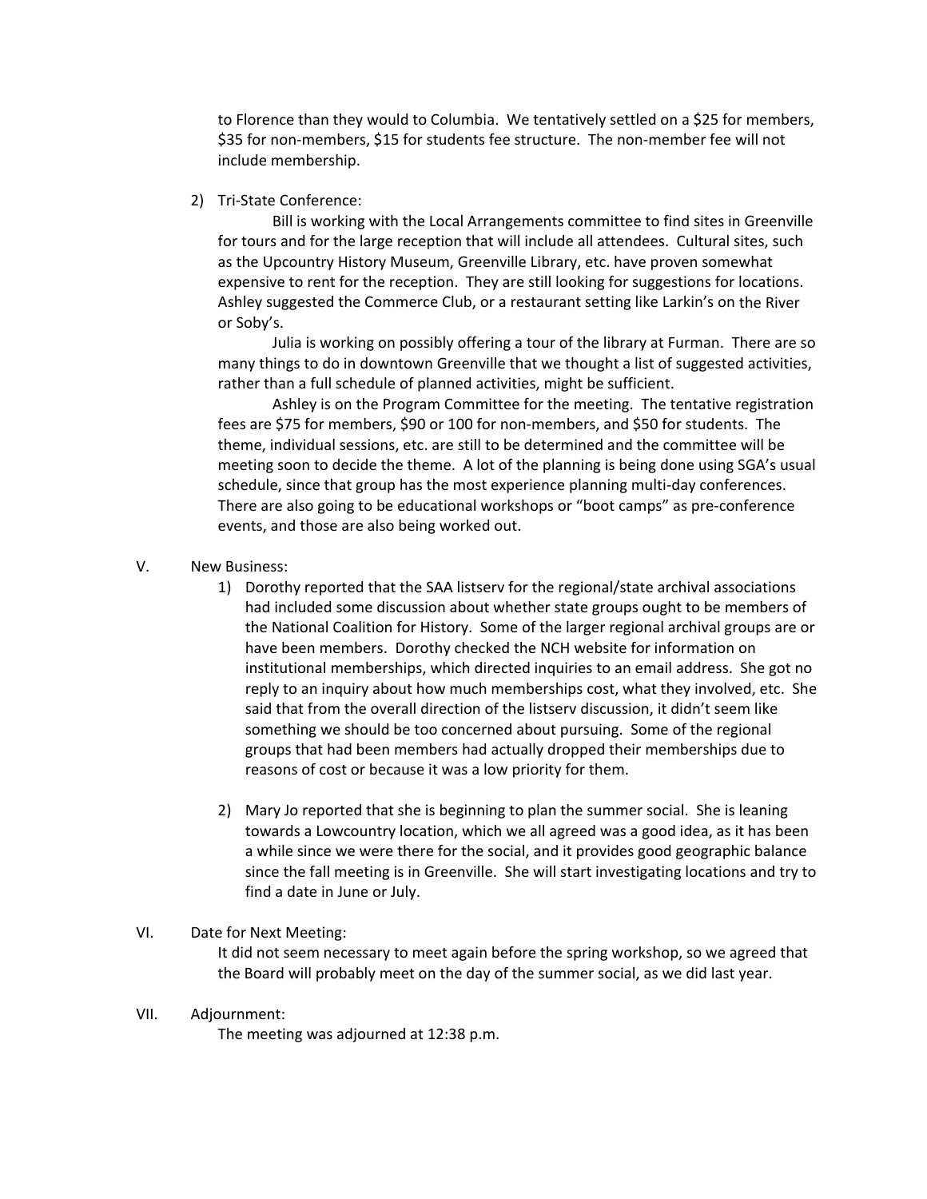to Florence than they would to Columbia. We tentatively settled on a $25 for members, $35 for non-members, $15 for students fee structure. The non-member fee will not include membership.

2) Tri-State Conference:

Bill is working with the Local Arrangements committee to find sites in Greenville for tours and for the large reception that will include all attendees. Cultural sites, such as the Upcountry History Museum, Greenville Library, etc. have proven somewhat expensive to rent for the reception. They are still looking for suggestions for locations. Ashley suggested the Commerce Club, or a restaurant setting like Larkin's on the River or Soby's.

Julia is working on possibly offering a tour of the library at Furman. There are so many things to do in downtown Greenville that we thought a list of suggested activities, rather than a full schedule of planned activities, might be sufficient.

Ashley is on the Program Committee for the meeting. The tentative registration fees are $75 for members, $90 or 100 for non-members, and $50 for students. The theme, individual sessions, etc. are still to be determined and the committee will be meeting soon to decide the theme. A lot of the planning is being done using SGA's usual schedule, since that group has the most experience planning multi-day conferences. There are also going to be educational workshops or "boot camps" as pre-conference events, and those are also being worked out.

V. New Business:

1) Dorothy reported that the SAA listserv for the regional/state archival associations had included some discussion about whether state groups ought to be members of the National Coalition for History. Some of the larger regional archival groups are or have been members. Dorothy checked the NCH website for information on institutional memberships, which directed inquiries to an email address. She got no reply to an inquiry about how much memberships cost, what they involved, etc. She said that from the overall direction of the listserv discussion, it didn't seem like something we should be too concerned about pursuing. Some of the regional groups that had been members had actually dropped their memberships due to reasons of cost or because it was a low priority for them.

2) Mary Jo reported that she is beginning to plan the summer social. She is leaning towards a Lowcountry location, which we all agreed was a good idea, as it has been a while since we were there for the social, and it provides good geographic balance since the fall meeting is in Greenville. She will start investigating locations and try to find a date in June or July.

VI. Date for Next Meeting:

It did not seem necessary to meet again before the spring workshop, so we agreed that the Board will probably meet on the day of the summer social, as we did last year.

VII. Adjournment:

The meeting was adjourned at 12:38 p.m.